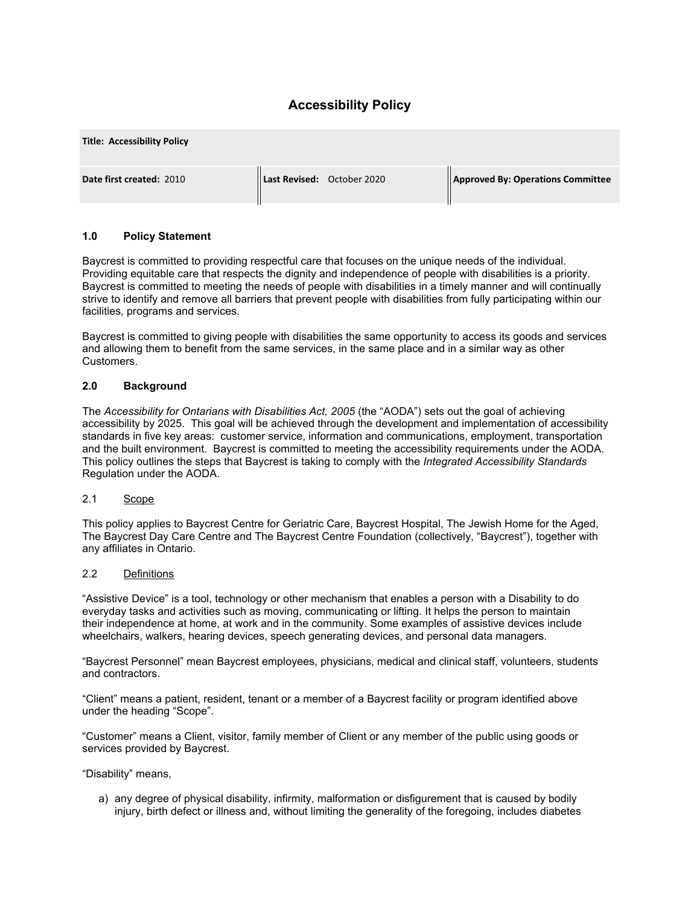# Accessibility Policy

| Title: Accessibility Policy | | |
| --- | --- | --- |
| **Date first created:** 2010 | **Last Revised:** October 2020 | **Approved By: Operations Committee** |

## 1.0 Policy Statement

Baycrest is committed to providing respectful care that focuses on the unique needs of the individual. Providing equitable care that respects the dignity and independence of people with disabilities is a priority. Baycrest is committed to meeting the needs of people with disabilities in a timely manner and will continually strive to identify and remove all barriers that prevent people with disabilities from fully participating within our facilities, programs and services.

Baycrest is committed to giving people with disabilities the same opportunity to access its goods and services and allowing them to benefit from the same services, in the same place and in a similar way as other Customers.

## 2.0 Background

The *Accessibility for Ontarians with Disabilities Act, 2005* (the "AODA") sets out the goal of achieving accessibility by 2025. This goal will be achieved through the development and implementation of accessibility standards in five key areas: customer service, information and communications, employment, transportation and the built environment. Baycrest is committed to meeting the accessibility requirements under the AODA. This policy outlines the steps that Baycrest is taking to comply with the *Integrated Accessibility Standards* Regulation under the AODA.

### 2.1 Scope

This policy applies to Baycrest Centre for Geriatric Care, Baycrest Hospital, The Jewish Home for the Aged, The Baycrest Day Care Centre and The Baycrest Centre Foundation (collectively, "Baycrest"), together with any affiliates in Ontario.

### 2.2 Definitions

"Assistive Device" is a tool, technology or other mechanism that enables a person with a Disability to do everyday tasks and activities such as moving, communicating or lifting. It helps the person to maintain their independence at home, at work and in the community. Some examples of assistive devices include wheelchairs, walkers, hearing devices, speech generating devices, and personal data managers.

"Baycrest Personnel" mean Baycrest employees, physicians, medical and clinical staff, volunteers, students and contractors.

"Client" means a patient, resident, tenant or a member of a Baycrest facility or program identified above under the heading "Scope".

"Customer" means a Client, visitor, family member of Client or any member of the public using goods or services provided by Baycrest.

"Disability" means,

a) any degree of physical disability, infirmity, malformation or disfigurement that is caused by bodily injury, birth defect or illness and, without limiting the generality of the foregoing, includes diabetes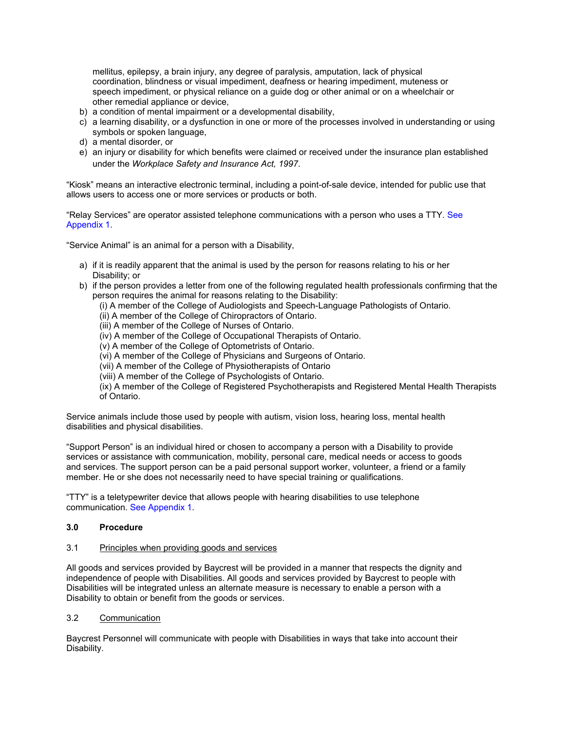mellitus, epilepsy, a brain injury, any degree of paralysis, amputation, lack of physical coordination, blindness or visual impediment, deafness or hearing impediment, muteness or speech impediment, or physical reliance on a guide dog or other animal or on a wheelchair or other remedial appliance or device,

b) a condition of mental impairment or a developmental disability,
c) a learning disability, or a dysfunction in one or more of the processes involved in understanding or using symbols or spoken language,
d) a mental disorder, or
e) an injury or disability for which benefits were claimed or received under the insurance plan established under the *Workplace Safety and Insurance Act, 1997*.

"Kiosk" means an interactive electronic terminal, including a point-of-sale device, intended for public use that allows users to access one or more services or products or both.

"Relay Services" are operator assisted telephone communications with a person who uses a TTY. See Appendix 1.

"Service Animal" is an animal for a person with a Disability,

a) if it is readily apparent that the animal is used by the person for reasons relating to his or her Disability; or
b) if the person provides a letter from one of the following regulated health professionals confirming that the person requires the animal for reasons relating to the Disability:
   (i) A member of the College of Audiologists and Speech-Language Pathologists of Ontario.
   (ii) A member of the College of Chiropractors of Ontario.
   (iii) A member of the College of Nurses of Ontario.
   (iv) A member of the College of Occupational Therapists of Ontario.
   (v) A member of the College of Optometrists of Ontario.
   (vi) A member of the College of Physicians and Surgeons of Ontario.
   (vii) A member of the College of Physiotherapists of Ontario
   (viii) A member of the College of Psychologists of Ontario.
   (ix) A member of the College of Registered Psychotherapists and Registered Mental Health Therapists of Ontario.

Service animals include those used by people with autism, vision loss, hearing loss, mental health disabilities and physical disabilities.

"Support Person" is an individual hired or chosen to accompany a person with a Disability to provide services or assistance with communication, mobility, personal care, medical needs or access to goods and services. The support person can be a paid personal support worker, volunteer, a friend or a family member. He or she does not necessarily need to have special training or qualifications.

"TTY" is a teletypewriter device that allows people with hearing disabilities to use telephone communication. See Appendix 1.

## 3.0 Procedure

### 3.1 Principles when providing goods and services

All goods and services provided by Baycrest will be provided in a manner that respects the dignity and independence of people with Disabilities. All goods and services provided by Baycrest to people with Disabilities will be integrated unless an alternate measure is necessary to enable a person with a Disability to obtain or benefit from the goods or services.

### 3.2 Communication

Baycrest Personnel will communicate with people with Disabilities in ways that take into account their Disability.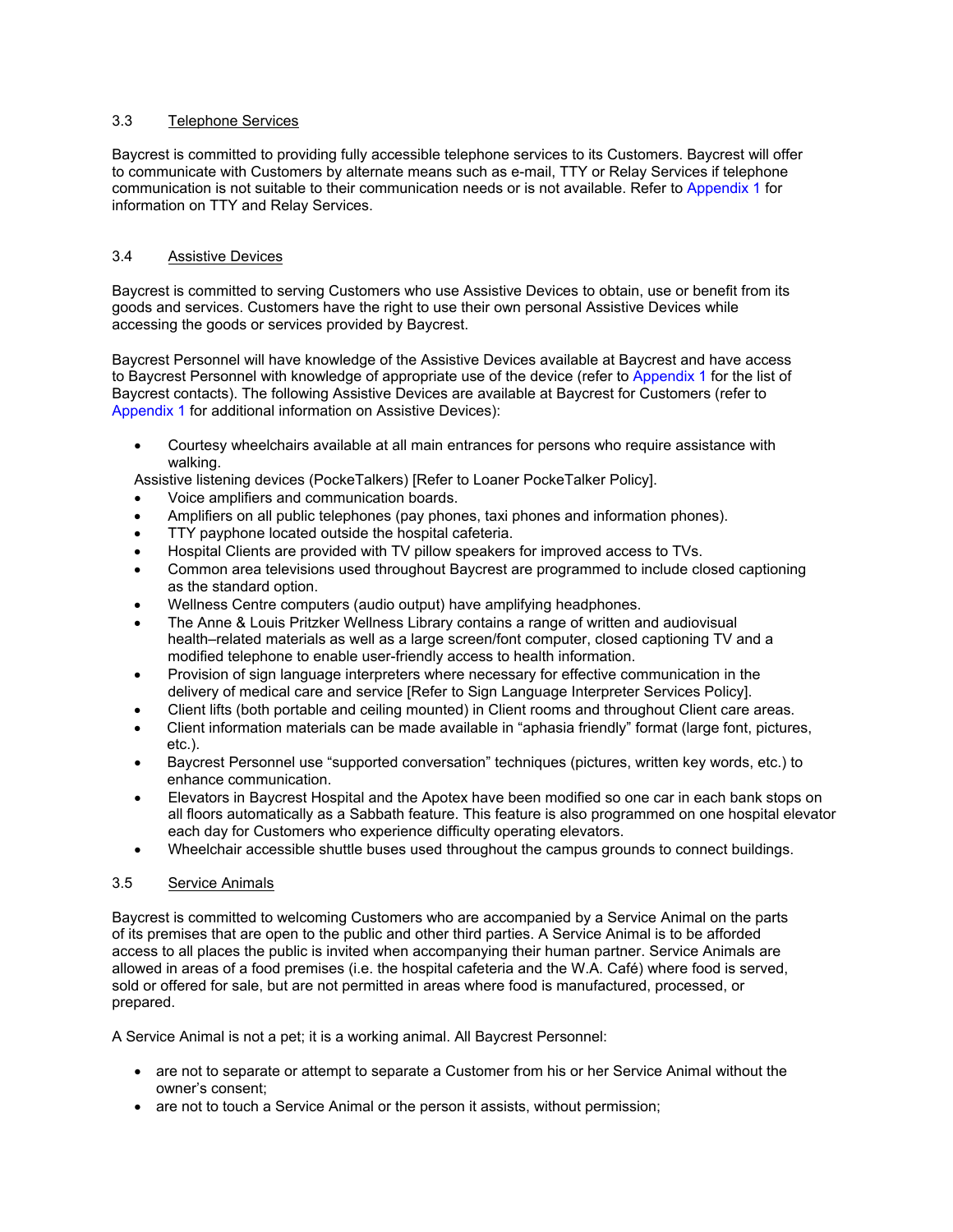### 3.3 Telephone Services

Baycrest is committed to providing fully accessible telephone services to its Customers. Baycrest will offer to communicate with Customers by alternate means such as e-mail, TTY or Relay Services if telephone communication is not suitable to their communication needs or is not available. Refer to Appendix 1 for information on TTY and Relay Services.

### 3.4 Assistive Devices

Baycrest is committed to serving Customers who use Assistive Devices to obtain, use or benefit from its goods and services. Customers have the right to use their own personal Assistive Devices while accessing the goods or services provided by Baycrest.

Baycrest Personnel will have knowledge of the Assistive Devices available at Baycrest and have access to Baycrest Personnel with knowledge of appropriate use of the device (refer to Appendix 1 for the list of Baycrest contacts). The following Assistive Devices are available at Baycrest for Customers (refer to Appendix 1 for additional information on Assistive Devices):

- Courtesy wheelchairs available at all main entrances for persons who require assistance with walking.
- Assistive listening devices (PockeTalkers) [Refer to Loaner PockeTalker Policy].
- Voice amplifiers and communication boards.
- Amplifiers on all public telephones (pay phones, taxi phones and information phones).
- TTY payphone located outside the hospital cafeteria.
- Hospital Clients are provided with TV pillow speakers for improved access to TVs.
- Common area televisions used throughout Baycrest are programmed to include closed captioning as the standard option.
- Wellness Centre computers (audio output) have amplifying headphones.
- The Anne & Louis Pritzker Wellness Library contains a range of written and audiovisual health–related materials as well as a large screen/font computer, closed captioning TV and a modified telephone to enable user-friendly access to health information.
- Provision of sign language interpreters where necessary for effective communication in the delivery of medical care and service [Refer to Sign Language Interpreter Services Policy].
- Client lifts (both portable and ceiling mounted) in Client rooms and throughout Client care areas.
- Client information materials can be made available in "aphasia friendly" format (large font, pictures, etc.).
- Baycrest Personnel use "supported conversation" techniques (pictures, written key words, etc.) to enhance communication.
- Elevators in Baycrest Hospital and the Apotex have been modified so one car in each bank stops on all floors automatically as a Sabbath feature. This feature is also programmed on one hospital elevator each day for Customers who experience difficulty operating elevators.
- Wheelchair accessible shuttle buses used throughout the campus grounds to connect buildings.

### 3.5 Service Animals

Baycrest is committed to welcoming Customers who are accompanied by a Service Animal on the parts of its premises that are open to the public and other third parties. A Service Animal is to be afforded access to all places the public is invited when accompanying their human partner. Service Animals are allowed in areas of a food premises (i.e. the hospital cafeteria and the W.A. Café) where food is served, sold or offered for sale, but are not permitted in areas where food is manufactured, processed, or prepared.

A Service Animal is not a pet; it is a working animal. All Baycrest Personnel:

- are not to separate or attempt to separate a Customer from his or her Service Animal without the owner's consent;
- are not to touch a Service Animal or the person it assists, without permission;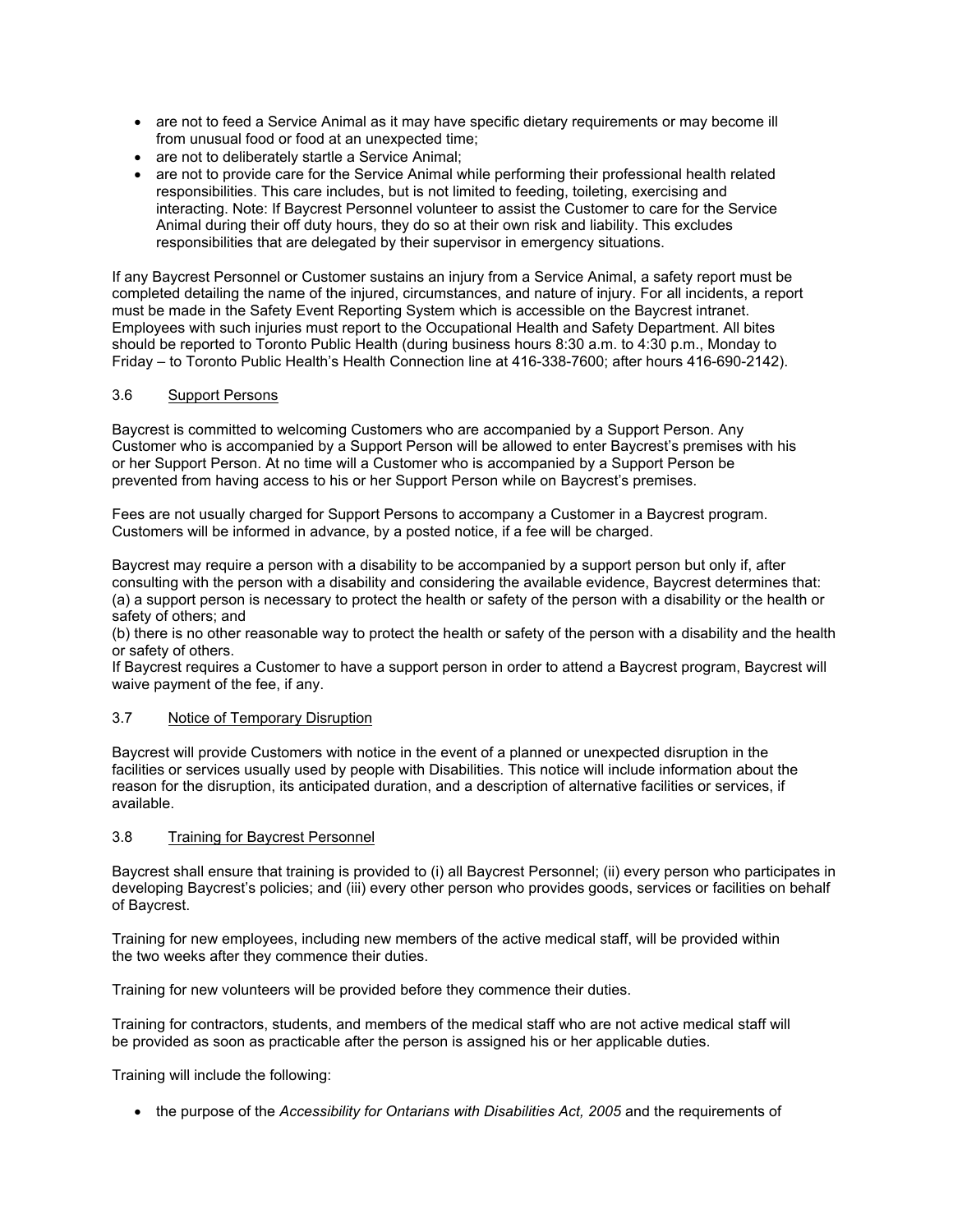- are not to feed a Service Animal as it may have specific dietary requirements or may become ill from unusual food or food at an unexpected time;
- are not to deliberately startle a Service Animal;
- are not to provide care for the Service Animal while performing their professional health related responsibilities. This care includes, but is not limited to feeding, toileting, exercising and interacting. Note: If Baycrest Personnel volunteer to assist the Customer to care for the Service Animal during their off duty hours, they do so at their own risk and liability. This excludes responsibilities that are delegated by their supervisor in emergency situations.

If any Baycrest Personnel or Customer sustains an injury from a Service Animal, a safety report must be completed detailing the name of the injured, circumstances, and nature of injury. For all incidents, a report must be made in the Safety Event Reporting System which is accessible on the Baycrest intranet. Employees with such injuries must report to the Occupational Health and Safety Department. All bites should be reported to Toronto Public Health (during business hours 8:30 a.m. to 4:30 p.m., Monday to Friday – to Toronto Public Health's Health Connection line at 416-338-7600; after hours 416-690-2142).

### 3.6 Support Persons

Baycrest is committed to welcoming Customers who are accompanied by a Support Person. Any Customer who is accompanied by a Support Person will be allowed to enter Baycrest's premises with his or her Support Person. At no time will a Customer who is accompanied by a Support Person be prevented from having access to his or her Support Person while on Baycrest's premises.

Fees are not usually charged for Support Persons to accompany a Customer in a Baycrest program. Customers will be informed in advance, by a posted notice, if a fee will be charged.

Baycrest may require a person with a disability to be accompanied by a support person but only if, after consulting with the person with a disability and considering the available evidence, Baycrest determines that:
(a) a support person is necessary to protect the health or safety of the person with a disability or the health or safety of others; and
(b) there is no other reasonable way to protect the health or safety of the person with a disability and the health or safety of others.
If Baycrest requires a Customer to have a support person in order to attend a Baycrest program, Baycrest will waive payment of the fee, if any.

### 3.7 Notice of Temporary Disruption

Baycrest will provide Customers with notice in the event of a planned or unexpected disruption in the facilities or services usually used by people with Disabilities. This notice will include information about the reason for the disruption, its anticipated duration, and a description of alternative facilities or services, if available.

### 3.8 Training for Baycrest Personnel

Baycrest shall ensure that training is provided to (i) all Baycrest Personnel; (ii) every person who participates in developing Baycrest's policies; and (iii) every other person who provides goods, services or facilities on behalf of Baycrest.

Training for new employees, including new members of the active medical staff, will be provided within the two weeks after they commence their duties.

Training for new volunteers will be provided before they commence their duties.

Training for contractors, students, and members of the medical staff who are not active medical staff will be provided as soon as practicable after the person is assigned his or her applicable duties.

Training will include the following:

- the purpose of the *Accessibility for Ontarians with Disabilities Act, 2005* and the requirements of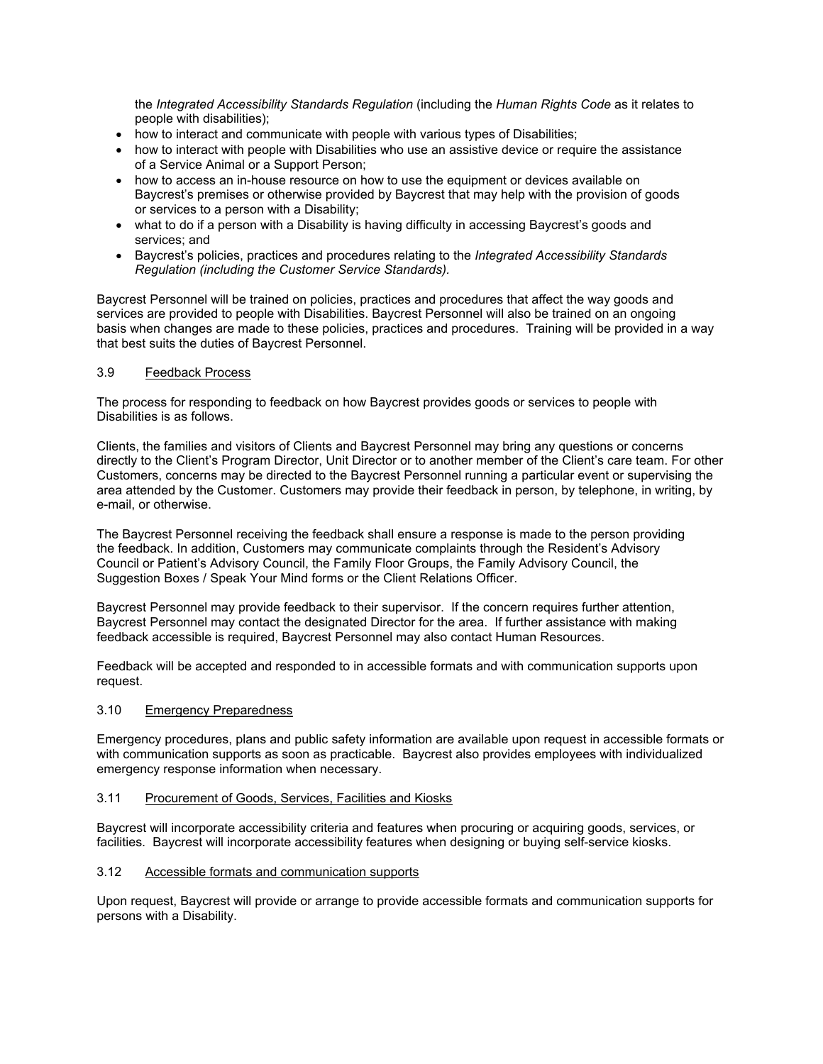the *Integrated Accessibility Standards Regulation* (including the *Human Rights Code* as it relates to people with disabilities);

- how to interact and communicate with people with various types of Disabilities;
- how to interact with people with Disabilities who use an assistive device or require the assistance of a Service Animal or a Support Person;
- how to access an in-house resource on how to use the equipment or devices available on Baycrest's premises or otherwise provided by Baycrest that may help with the provision of goods or services to a person with a Disability;
- what to do if a person with a Disability is having difficulty in accessing Baycrest's goods and services; and
- Baycrest's policies, practices and procedures relating to the *Integrated Accessibility Standards Regulation (including the Customer Service Standards).*

Baycrest Personnel will be trained on policies, practices and procedures that affect the way goods and services are provided to people with Disabilities. Baycrest Personnel will also be trained on an ongoing basis when changes are made to these policies, practices and procedures. Training will be provided in a way that best suits the duties of Baycrest Personnel.

### 3.9 Feedback Process

The process for responding to feedback on how Baycrest provides goods or services to people with Disabilities is as follows.

Clients, the families and visitors of Clients and Baycrest Personnel may bring any questions or concerns directly to the Client's Program Director, Unit Director or to another member of the Client's care team. For other Customers, concerns may be directed to the Baycrest Personnel running a particular event or supervising the area attended by the Customer. Customers may provide their feedback in person, by telephone, in writing, by e-mail, or otherwise.

The Baycrest Personnel receiving the feedback shall ensure a response is made to the person providing the feedback. In addition, Customers may communicate complaints through the Resident's Advisory Council or Patient's Advisory Council, the Family Floor Groups, the Family Advisory Council, the Suggestion Boxes / Speak Your Mind forms or the Client Relations Officer.

Baycrest Personnel may provide feedback to their supervisor. If the concern requires further attention, Baycrest Personnel may contact the designated Director for the area. If further assistance with making feedback accessible is required, Baycrest Personnel may also contact Human Resources.

Feedback will be accepted and responded to in accessible formats and with communication supports upon request.

### 3.10 Emergency Preparedness

Emergency procedures, plans and public safety information are available upon request in accessible formats or with communication supports as soon as practicable. Baycrest also provides employees with individualized emergency response information when necessary.

### 3.11 Procurement of Goods, Services, Facilities and Kiosks

Baycrest will incorporate accessibility criteria and features when procuring or acquiring goods, services, or facilities. Baycrest will incorporate accessibility features when designing or buying self-service kiosks.

### 3.12 Accessible formats and communication supports

Upon request, Baycrest will provide or arrange to provide accessible formats and communication supports for persons with a Disability.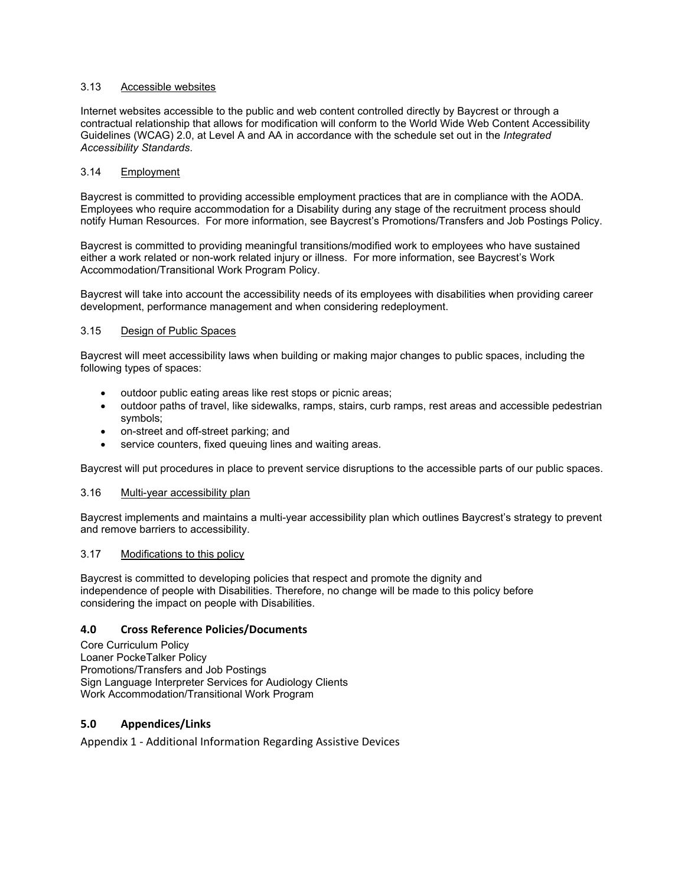### 3.13 Accessible websites

Internet websites accessible to the public and web content controlled directly by Baycrest or through a contractual relationship that allows for modification will conform to the World Wide Web Content Accessibility Guidelines (WCAG) 2.0, at Level A and AA in accordance with the schedule set out in the *Integrated Accessibility Standards*.

### 3.14 Employment

Baycrest is committed to providing accessible employment practices that are in compliance with the AODA. Employees who require accommodation for a Disability during any stage of the recruitment process should notify Human Resources. For more information, see Baycrest's Promotions/Transfers and Job Postings Policy.

Baycrest is committed to providing meaningful transitions/modified work to employees who have sustained either a work related or non-work related injury or illness. For more information, see Baycrest's Work Accommodation/Transitional Work Program Policy.

Baycrest will take into account the accessibility needs of its employees with disabilities when providing career development, performance management and when considering redeployment.

### 3.15 Design of Public Spaces

Baycrest will meet accessibility laws when building or making major changes to public spaces, including the following types of spaces:

- outdoor public eating areas like rest stops or picnic areas;
- outdoor paths of travel, like sidewalks, ramps, stairs, curb ramps, rest areas and accessible pedestrian symbols;
- on-street and off-street parking; and
- service counters, fixed queuing lines and waiting areas.

Baycrest will put procedures in place to prevent service disruptions to the accessible parts of our public spaces.

### 3.16 Multi-year accessibility plan

Baycrest implements and maintains a multi-year accessibility plan which outlines Baycrest's strategy to prevent and remove barriers to accessibility.

### 3.17 Modifications to this policy

Baycrest is committed to developing policies that respect and promote the dignity and independence of people with Disabilities. Therefore, no change will be made to this policy before considering the impact on people with Disabilities.

## 4.0 Cross Reference Policies/Documents

Core Curriculum Policy
Loaner PockeTalker Policy
Promotions/Transfers and Job Postings
Sign Language Interpreter Services for Audiology Clients
Work Accommodation/Transitional Work Program

## 5.0 Appendices/Links

Appendix 1 - Additional Information Regarding Assistive Devices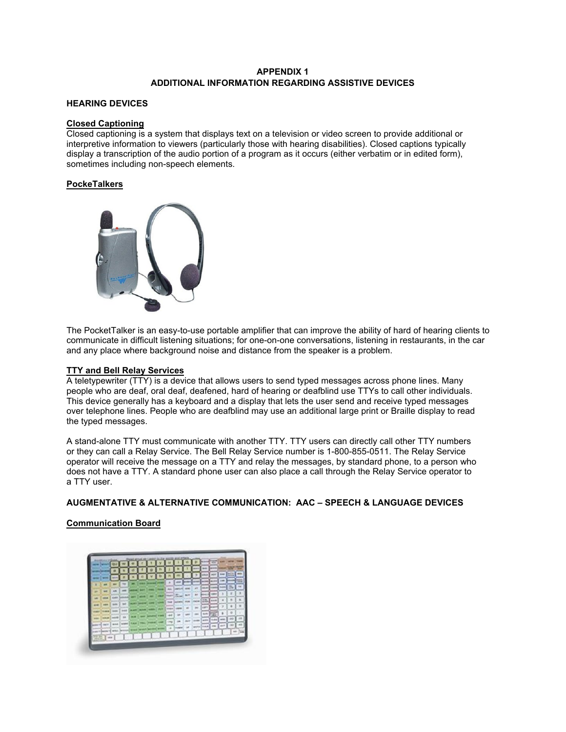# APPENDIX 1
# ADDITIONAL INFORMATION REGARDING ASSISTIVE DEVICES

## HEARING DEVICES

### Closed Captioning

Closed captioning is a system that displays text on a television or video screen to provide additional or interpretive information to viewers (particularly those with hearing disabilities). Closed captions typically display a transcription of the audio portion of a program as it occurs (either verbatim or in edited form), sometimes including non-speech elements.

### PockeTalkers

The PocketTalker is an easy-to-use portable amplifier that can improve the ability of hard of hearing clients to communicate in difficult listening situations; for one-on-one conversations, listening in restaurants, in the car and any place where background noise and distance from the speaker is a problem.

### TTY and Bell Relay Services

A teletypewriter (TTY) is a device that allows users to send typed messages across phone lines. Many people who are deaf, oral deaf, deafened, hard of hearing or deafblind use TTYs to call other individuals. This device generally has a keyboard and a display that lets the user send and receive typed messages over telephone lines. People who are deafblind may use an additional large print or Braille display to read the typed messages.

A stand-alone TTY must communicate with another TTY. TTY users can directly call other TTY numbers or they can call a Relay Service. The Bell Relay Service number is 1-800-855-0511. The Relay Service operator will receive the message on a TTY and relay the messages, by standard phone, to a person who does not have a TTY. A standard phone user can also place a call through the Relay Service operator to a TTY user.

## AUGMENTATIVE & ALTERNATIVE COMMUNICATION: AAC – SPEECH & LANGUAGE DEVICES

### Communication Board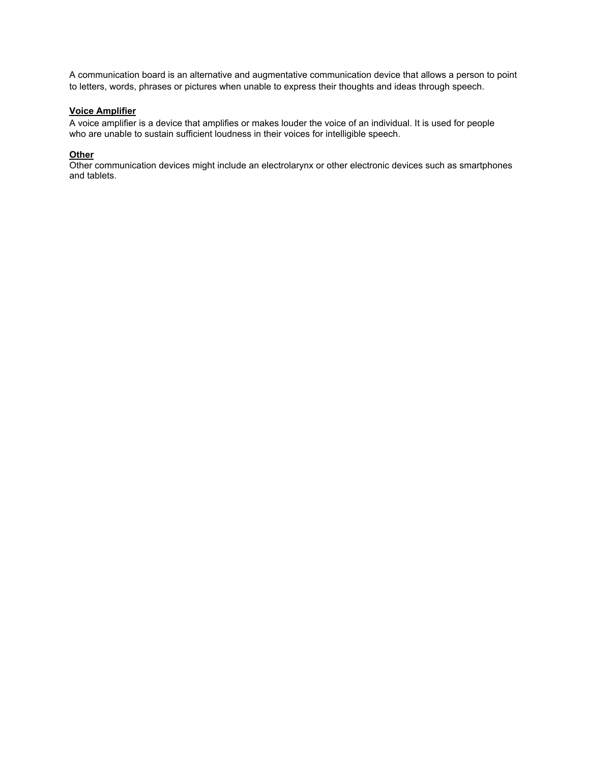A communication board is an alternative and augmentative communication device that allows a person to point to letters, words, phrases or pictures when unable to express their thoughts and ideas through speech.

**Voice Amplifier**

A voice amplifier is a device that amplifies or makes louder the voice of an individual. It is used for people who are unable to sustain sufficient loudness in their voices for intelligible speech.

**Other**

Other communication devices might include an electrolarynx or other electronic devices such as smartphones and tablets.